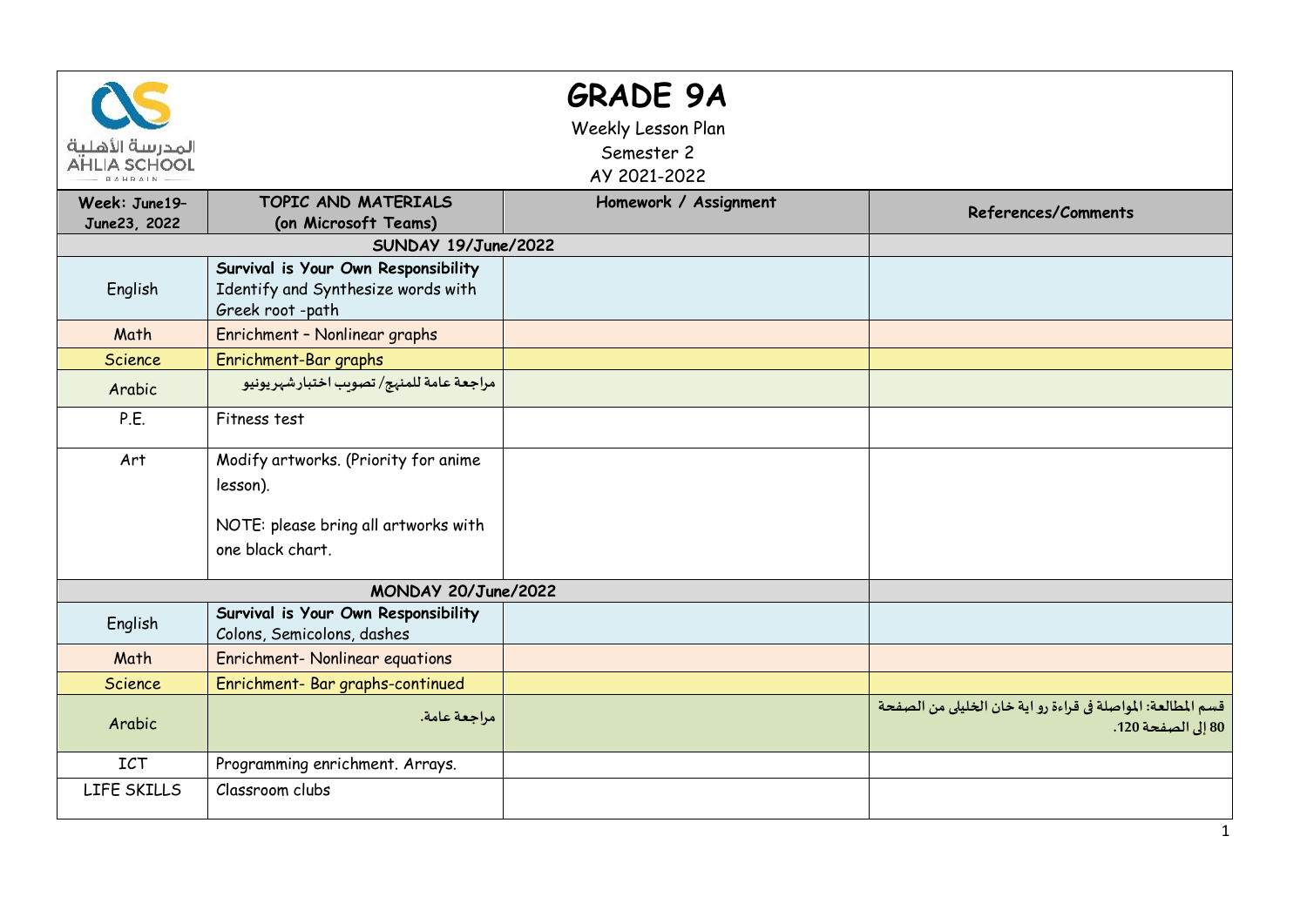# GRADE 9A

Weekly Lesson Plan

Semester 2

AY 2021-2022

| Week: June19-June23, 2022 | TOPIC AND MATERIALS (on Microsoft Teams) | Homework / Assignment | References/Comments |
|---|---|---|---|
| **SUNDAY 19/June/2022** | | | |
| English | **Survival is Your Own Responsibility** Identify and Synthesize words with Greek root -path | | |
| Math | Enrichment – Nonlinear graphs | | |
| Science | Enrichment-Bar graphs | | |
| Arabic | مراجعة عامة للمنهج/ تصويب اختبار شهر يونيو | | |
| P.E. | Fitness test | | |
| Art | Modify artworks. (Priority for anime lesson). NOTE: please bring all artworks with one black chart. | | |
| **MONDAY 20/June/2022** | | | |
| English | **Survival is Your Own Responsibility** Colons, Semicolons, dashes | | |
| Math | Enrichment- Nonlinear equations | | |
| Science | Enrichment- Bar graphs-continued | | |
| Arabic | مراجعة عامة. | | قسم المطالعة: المواصلة فى قراءة رواية خان الخليلى من الصفحة 80 إلى الصفحة 120. |
| ICT | Programming enrichment. Arrays. | | |
| LIFE SKILLS | Classroom clubs | | |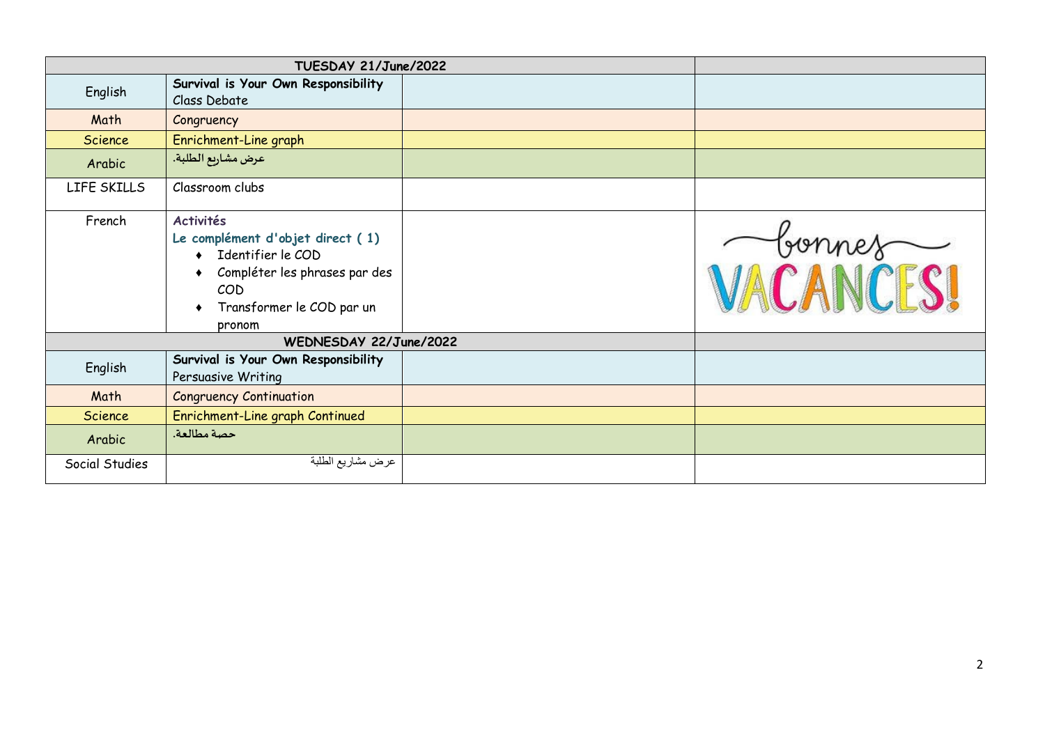| TUESDAY 21/June/2022 | | | |
|---|---|---|---|
| English | **Survival is Your Own Responsibility** Class Debate | | |
| Math | Congruency | | |
| Science | Enrichment-Line graph | | |
| Arabic | عرض مشاريع الطلبة. | | |
| LIFE SKILLS | Classroom clubs | | |
| French | **Activités** **Le complément d'objet direct ( 1)** ♦ Identifier le COD ♦ Compléter les phrases par des COD ♦ Transformer le COD par un pronom | | bonnes VACANCES! |
| **WEDNESDAY 22/June/2022** | | | |
| English | **Survival is Your Own Responsibility** Persuasive Writing | | |
| Math | Congruency Continuation | | |
| Science | Enrichment-Line graph Continued | | |
| Arabic | حصة مطالعة. | | |
| Social Studies | عرض مشاريع الطلبة | | |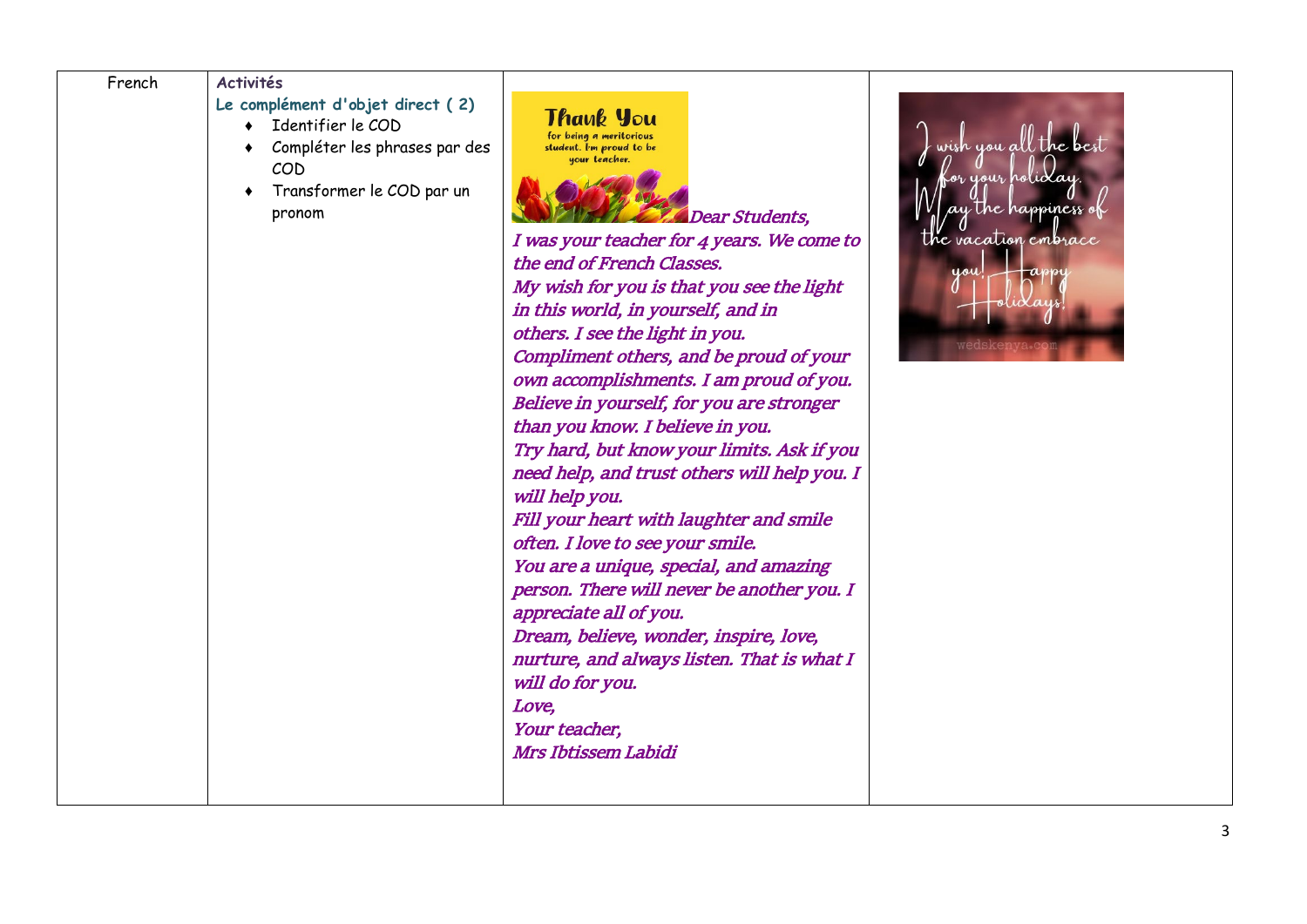| French | **Activités**<br>**Le complément d'objet direct ( 2)**<br>♦ Identifier le COD<br>♦ Compléter les phrases par des COD<br>♦ Transformer le COD par un pronom | ***Dear Students,***<br>***I was your teacher for 4 years. We come to the end of French Classes.***<br>***My wish for you is that you see the light in this world, in yourself, and in others. I see the light in you.***<br>***Compliment others, and be proud of your own accomplishments. I am proud of you.***<br>***Believe in yourself, for you are stronger than you know. I believe in you.***<br>***Try hard, but know your limits. Ask if you need help, and trust others will help you. I will help you.***<br>***Fill your heart with laughter and smile often. I love to see your smile.***<br>***You are a unique, special, and amazing person. There will never be another you. I appreciate all of you.***<br>***Dream, believe, wonder, inspire, love, nurture, and always listen. That is what I will do for you.***<br>***Love,***<br>***Your teacher,***<br>***Mrs Ibtissem Labidi*** | |
|---|---|---|---|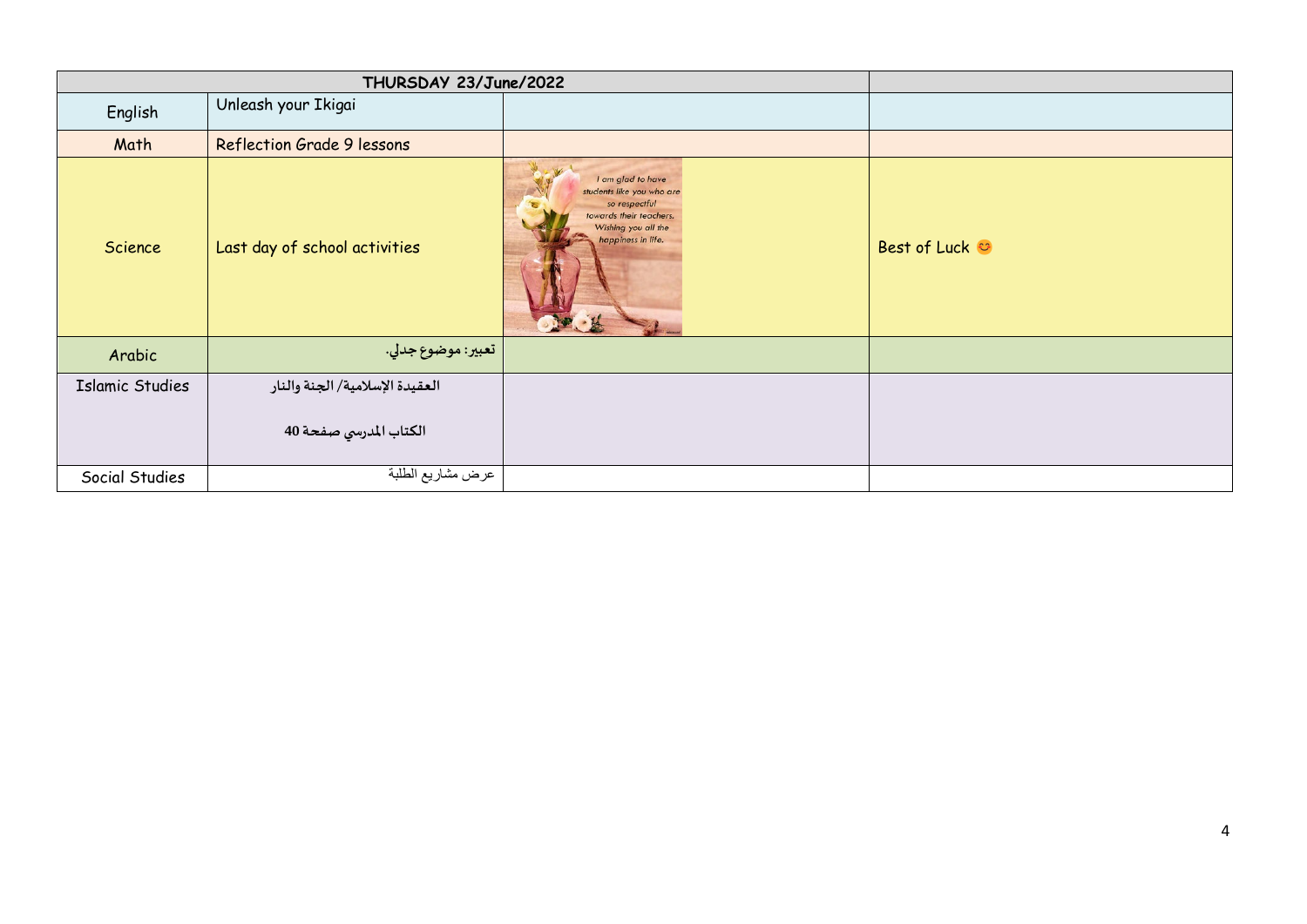| THURSDAY 23/June/2022 | | | |
|---|---|---|---|
| English | Unleash your Ikigai | | |
| Math | Reflection Grade 9 lessons | | |
| Science | Last day of school activities | I am glad to have students like you who are so respectful towards their teachers. Wishing you all the happiness in life. | Best of Luck 😊 |
| Arabic | تعبير: موضوع جدلي. | | |
| Islamic Studies | العقيدة الإسلامية/ الجنة والنار<br><br>الكتاب المدرسي صفحة 40 | | |
| Social Studies | عرض مشاريع الطلبة | | |